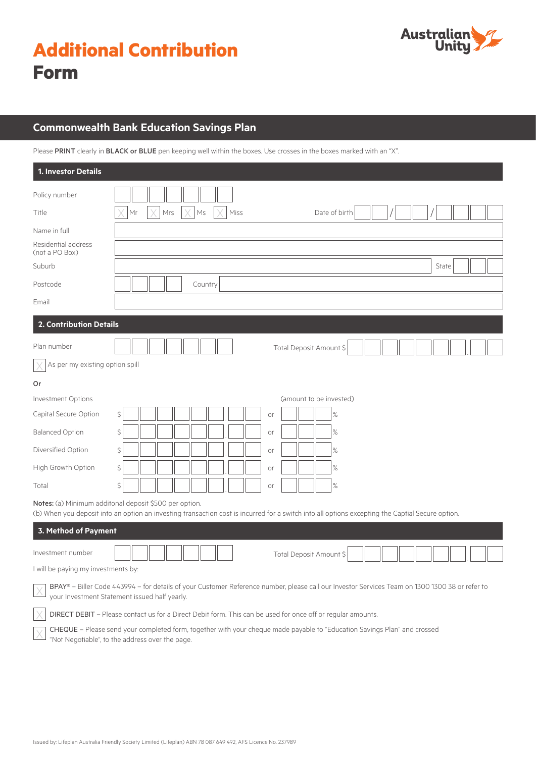# Additional Contribution Form

Australian Unity

## Commonwealth Bank Education Savings Plan

Please **PRINT** clearly in **BLACK or BLUE** pen keeping well within the boxes. Use crosses in the boxes marked with an "X".

### 1. Investor Details

Policy number

Title ☐ Mr ☐ Mrs ☐ Ms ☐ Miss    Date of birth __ __ / __ __ / __ __ __ __

Name in full

Residential address (not a PO Box)

Suburb    State

Postcode    Country

Email

### 2. Contribution Details

Plan number    Total Deposit Amount $

☐ As per my existing option spill

Or

| Investment Options | | | (amount to be invested) |
|---|---|---|---|
| Capital Secure Option | $ | or | % |
| Balanced Option | $ | or | % |
| Diversified Option | $ | or | % |
| High Growth Option | $ | or | % |
| Total | $ | or | % |

**Notes:** (a) Minimum additonal deposit $500 per option.
(b) When you deposit into an option an investing transaction cost is incurred for a switch into all options excepting the Captial Secure option.

### 3. Method of Payment

Investment number    Total Deposit Amount $

I will be paying my investments by:

☐ BPAY® – Biller Code 443994 – for details of your Customer Reference number, please call our Investor Services Team on 1300 1300 38 or refer to your Investment Statement issued half yearly.

☐ DIRECT DEBIT – Please contact us for a Direct Debit form. This can be used for once off or regular amounts.

☐ CHEQUE – Please send your completed form, together with your cheque made payable to "Education Savings Plan" and crossed "Not Negotiable", to the address over the page.

Issued by: Lifeplan Australia Friendly Society Limited (Lifeplan) ABN 78 087 649 492, AFS Licence No. 237989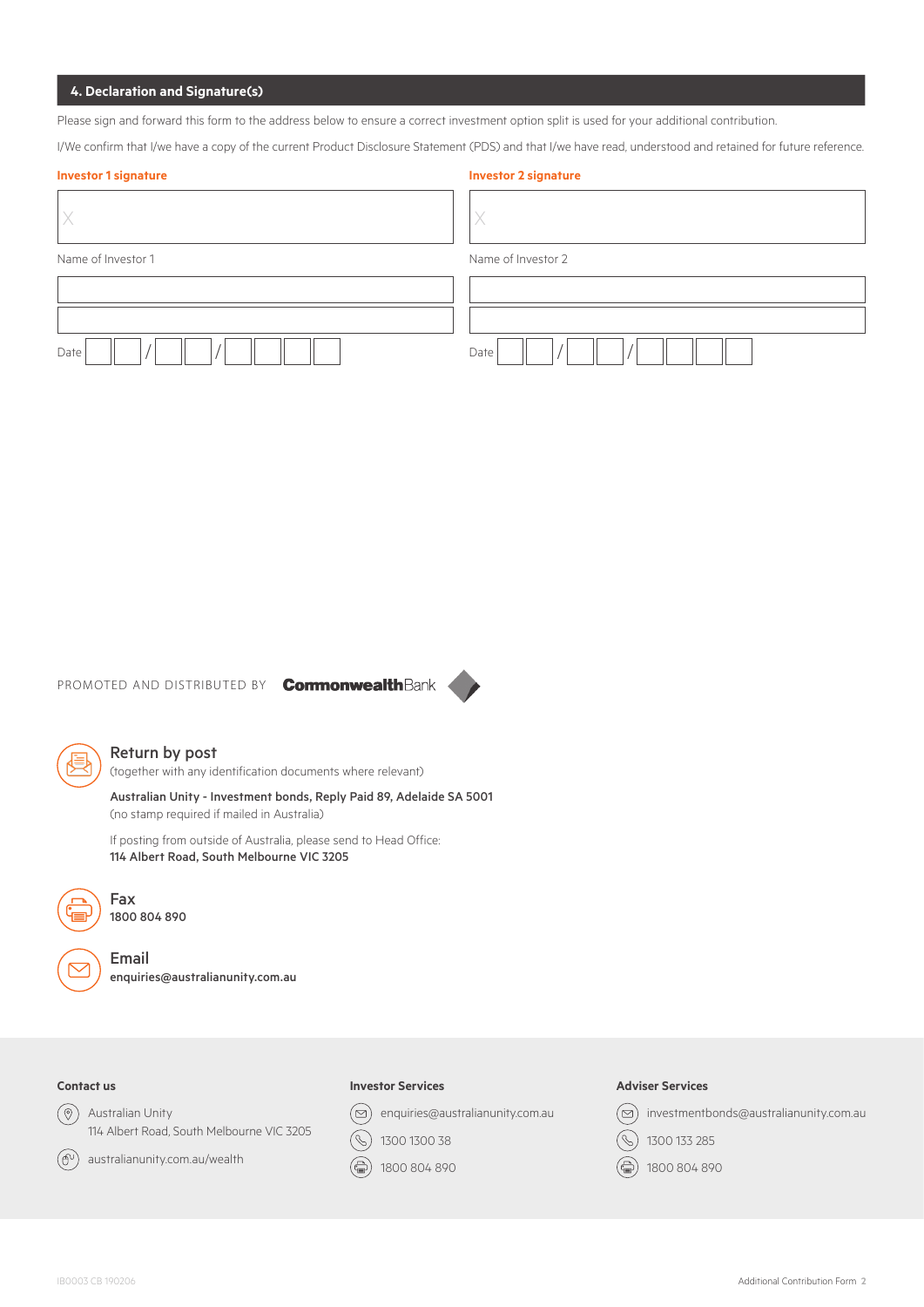## 4. Declaration and Signature(s)

Please sign and forward this form to the address below to ensure a correct investment option split is used for your additional contribution.

I/We confirm that I/we have a copy of the current Product Disclosure Statement (PDS) and that I/we have read, understood and retained for future reference.

**Investor 1 signature**

X

Name of Investor 1

Date ___ ___ / ___ ___ / ___ ___ ___ ___

**Investor 2 signature**

X

Name of Investor 2

Date ___ ___ / ___ ___ / ___ ___ ___ ___

PROMOTED AND DISTRIBUTED BY CommonwealthBank

### Return by post

(together with any identification documents where relevant)

**Australian Unity - Investment bonds, Reply Paid 89, Adelaide SA 5001**
(no stamp required if mailed in Australia)

If posting from outside of Australia, please send to Head Office:
**114 Albert Road, South Melbourne VIC 3205**

### Fax

**1800 804 890**

### Email

**enquiries@australianunity.com.au**

**Contact us**

Australian Unity
114 Albert Road, South Melbourne VIC 3205

australianunity.com.au/wealth

**Investor Services**

enquiries@australianunity.com.au

1300 1300 38

1800 804 890

**Adviser Services**

investmentbonds@australianunity.com.au

1300 133 285

1800 804 890

IB0003 CB 190206